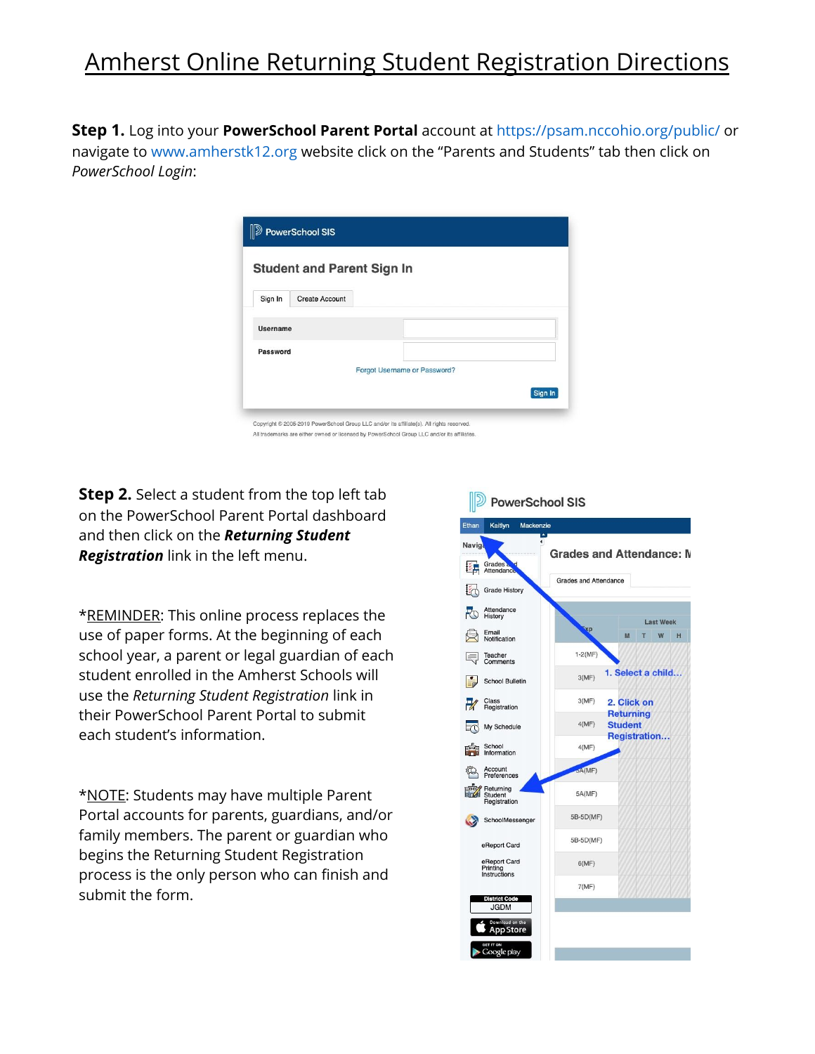# Amherst Online Returning Student Registration Directions

**Step 1.** Log into your **PowerSchool Parent Portal** account at https://psam.nccohio.org/public/ or navigate to www.amherstk12.org website click on the "Parents and Students" tab then click on *PowerSchool Login*:

**Step 2.** Select a student from the top left tab on the PowerSchool Parent Portal dashboard and then click on the ***Returning Student Registration*** link in the left menu.

*REMINDER: This online process replaces the use of paper forms. At the beginning of each school year, a parent or legal guardian of each student enrolled in the Amherst Schools will use the *Returning Student Registration* link in their PowerSchool Parent Portal to submit each student's information.

*NOTE: Students may have multiple Parent Portal accounts for parents, guardians, and/or family members. The parent or guardian who begins the Returning Student Registration process is the only person who can finish and submit the form.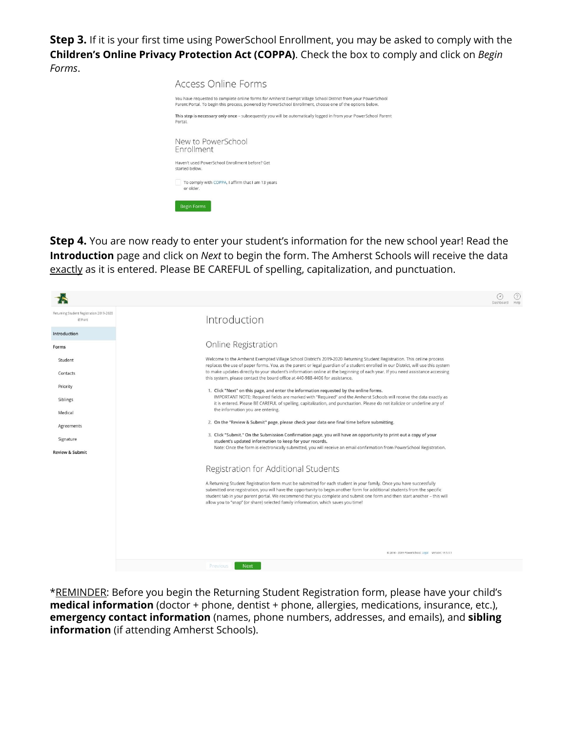**Step 3.** If it is your first time using PowerSchool Enrollment, you may be asked to comply with the **Children's Online Privacy Protection Act (COPPA)**. Check the box to comply and click on *Begin Forms*.

Access Online Forms

You have requested to complete online forms for Amherst Exempt Village School District from your PowerSchool Parent Portal. To begin this process, powered by PowerSchool Enrollment, choose one of the options below.

**This step is necessary only once** – subsequently you will be automatically logged in from your PowerSchool Parent Portal.

New to PowerSchool Enrollment

Haven't used PowerSchool Enrollment before? Get started below.

To comply with COPPA, I affirm that I am 13 years or older.

Begin Forms

**Step 4.** You are now ready to enter your student's information for the new school year! Read the **Introduction** page and click on *Next* to begin the form. The Amherst Schools will receive the data exactly as it is entered. Please BE CAREFUL of spelling, capitalization, and punctuation.

Dashboard Help

Returning Student Registration 2019-2020 (Ethan)

- Introduction
- Forms
  - Student
  - Contacts
  - Priority
  - Siblings
  - Medical
  - Agreements
  - Signature
- Review & Submit

Introduction

Online Registration

Welcome to the Amherst Exempted Village School District's 2019-2020 Returning Student Registration. This online process replaces the use of paper forms. You, as the parent or legal guardian of a student enrolled in our District, will use this system to make updates directly to your student's information online at the beginning of each year. If you need assistance accessing this system, please contact the board office at 440-988-4406 for assistance.

1. Click "Next" on this page, and enter the information requested by the online forms.
   IMPORTANT NOTE: Required fields are marked with "Required" and the Amherst Schools will receive the data exactly as it is entered. Please BE CAREFUL of spelling, capitalization, and punctuation. Please do not italicize or underline any of the information you are entering.
2. On the "Review & Submit" page, please check your data one final time before submitting.
3. Click "Submit." On the Submission Confirmation page, you will have an opportunity to print out a copy of your student's updated information to keep for your records.
   Note: Once the form is electronically submitted, you will receive an email confirmation from PowerSchool Registration.

Registration for Additional Students

A Returning Student Registration form must be submitted for each student in your family. Once you have successfully submitted one registration, you will have the opportunity to begin another form for additional students from the specific student tab in your parent portal. We recommend that you complete and submit one form and then start another – this will allow you to "snap" (or share) selected family information, which saves you time!

© 2010 - 2019 PowerSchool. Legal Version: 19.5.3.1

Previous Next

*REMINDER: Before you begin the Returning Student Registration form, please have your child's **medical information** (doctor + phone, dentist + phone, allergies, medications, insurance, etc.), **emergency contact information** (names, phone numbers, addresses, and emails), and **sibling information** (if attending Amherst Schools).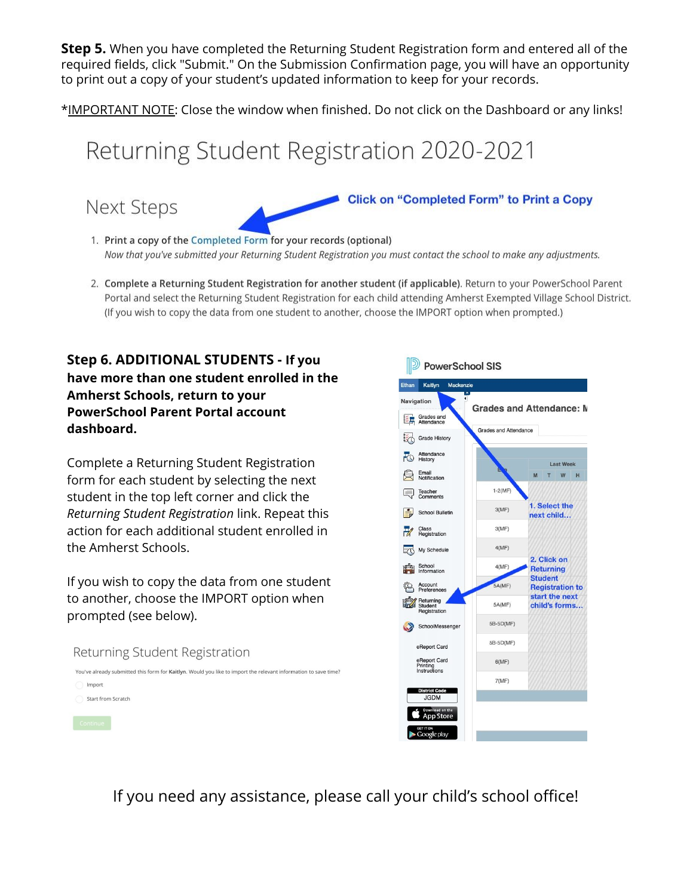**Step 5.** When you have completed the Returning Student Registration form and entered all of the required fields, click "Submit." On the Submission Confirmation page, you will have an opportunity to print out a copy of your student's updated information to keep for your records.

*IMPORTANT NOTE: Close the window when finished. Do not click on the Dashboard or any links!

Returning Student Registration 2020-2021

Next Steps

Click on "Completed Form" to Print a Copy

1. Print a copy of the Completed Form for your records (optional)
   *Now that you've submitted your Returning Student Registration you must contact the school to make any adjustments.*

2. Complete a Returning Student Registration for another student (if applicable). Return to your PowerSchool Parent Portal and select the Returning Student Registration for each child attending Amherst Exempted Village School District. (If you wish to copy the data from one student to another, choose the IMPORT option when prompted.)

**Step 6. ADDITIONAL STUDENTS - If you have more than one student enrolled in the Amherst Schools, return to your PowerSchool Parent Portal account dashboard.**

Complete a Returning Student Registration form for each student by selecting the next student in the top left corner and click the *Returning Student Registration* link. Repeat this action for each additional student enrolled in the Amherst Schools.

If you wish to copy the data from one student to another, choose the IMPORT option when prompted (see below).

Returning Student Registration

You've already submitted this form for **Kaitlyn**. Would you like to import the relevant information to save time?

- Import
- Start from Scratch

Continue

PowerSchool SIS

Ethan Kaitlyn Mackenzie

Navigation

Grades and Attendance: M

Grades and Attendance

Grades and Attendance

Grade History

Attendance History

Email Notification

Teacher Comments

School Bulletin

Class Registration

My Schedule

School Information

Account Preferences

Returning Student Registration

SchoolMessenger

eReport Card

eReport Card Printing Instructions

District Code JGDM

Download on the App Store

GET IT ON Google play

Last Week

M T W H

1-2(MF)

3(MF)

3(MF)

4(MF)

4(MF)

5A(MF)

5A(MF)

5B-5D(MF)

5B-5D(MF)

6(MF)

7(MF)

1. Select the next child...

2. Click on Returning Student Registration to start the next child's forms...

If you need any assistance, please call your child's school office!